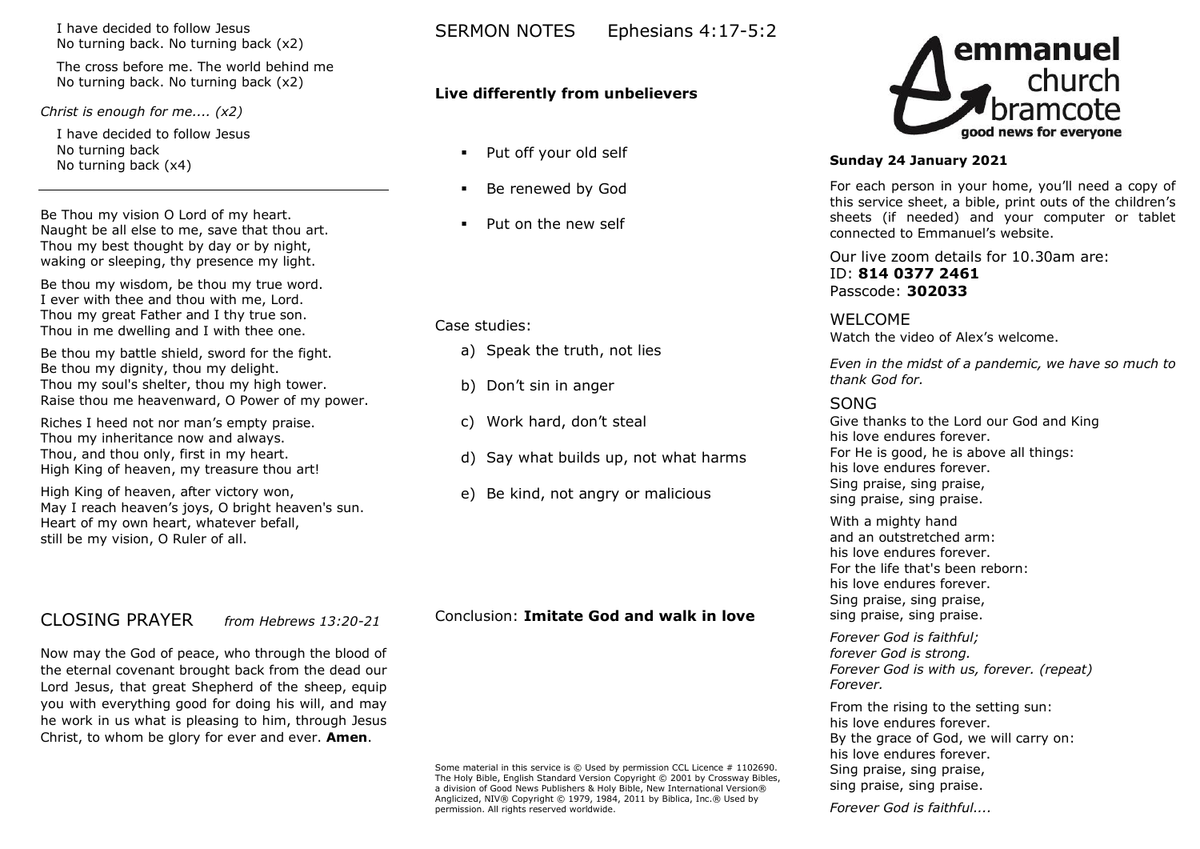I have decided to follow Jesus
No turning back. No turning back (x2)

The cross before me. The world behind me
No turning back. No turning back (x2)

*Christ is enough for me.... (x2)*

I have decided to follow Jesus
No turning back
No turning back (x4)

---

Be Thou my vision O Lord of my heart.
Naught be all else to me, save that thou art.
Thou my best thought by day or by night,
waking or sleeping, thy presence my light.

Be thou my wisdom, be thou my true word.
I ever with thee and thou with me, Lord.
Thou my great Father and I thy true son.
Thou in me dwelling and I with thee one.

Be thou my battle shield, sword for the fight.
Be thou my dignity, thou my delight.
Thou my soul's shelter, thou my high tower.
Raise thou me heavenward, O Power of my power.

Riches I heed not nor man's empty praise.
Thou my inheritance now and always.
Thou, and thou only, first in my heart.
High King of heaven, my treasure thou art!

High King of heaven, after victory won,
May I reach heaven's joys, O bright heaven's sun.
Heart of my own heart, whatever befall,
still be my vision, O Ruler of all.

## CLOSING PRAYER *from Hebrews 13:20-21*

Now may the God of peace, who through the blood of the eternal covenant brought back from the dead our Lord Jesus, that great Shepherd of the sheep, equip you with everything good for doing his will, and may he work in us what is pleasing to him, through Jesus Christ, to whom be glory for ever and ever. **Amen**.

## SERMON NOTES Ephesians 4:17-5:2

**Live differently from unbelievers**

- Put off your old self
- Be renewed by God
- Put on the new self

Case studies:

a) Speak the truth, not lies
b) Don't sin in anger
c) Work hard, don't steal
d) Say what builds up, not what harms
e) Be kind, not angry or malicious

Conclusion: **Imitate God and walk in love**

Some material in this service is © Used by permission CCL Licence # 1102690. The Holy Bible, English Standard Version Copyright © 2001 by Crossway Bibles, a division of Good News Publishers & Holy Bible, New International Version® Anglicized, NIV® Copyright © 1979, 1984, 2011 by Biblica, Inc.® Used by permission. All rights reserved worldwide.

# emmanuel church bramcote

good news for everyone

**Sunday 24 January 2021**

For each person in your home, you'll need a copy of this service sheet, a bible, print outs of the children's sheets (if needed) and your computer or tablet connected to Emmanuel's website.

Our live zoom details for 10.30am are:
ID: **814 0377 2461**
Passcode: **302033**

## WELCOME

Watch the video of Alex's welcome.

*Even in the midst of a pandemic, we have so much to thank God for.*

## SONG

Give thanks to the Lord our God and King
his love endures forever.
For He is good, he is above all things:
his love endures forever.
Sing praise, sing praise,
sing praise, sing praise.

With a mighty hand
and an outstretched arm:
his love endures forever.
For the life that's been reborn:
his love endures forever.
Sing praise, sing praise,
sing praise, sing praise.

*Forever God is faithful;*
*forever God is strong.*
*Forever God is with us, forever. (repeat)*
*Forever.*

From the rising to the setting sun:
his love endures forever.
By the grace of God, we will carry on:
his love endures forever.
Sing praise, sing praise,
sing praise, sing praise.

*Forever God is faithful....*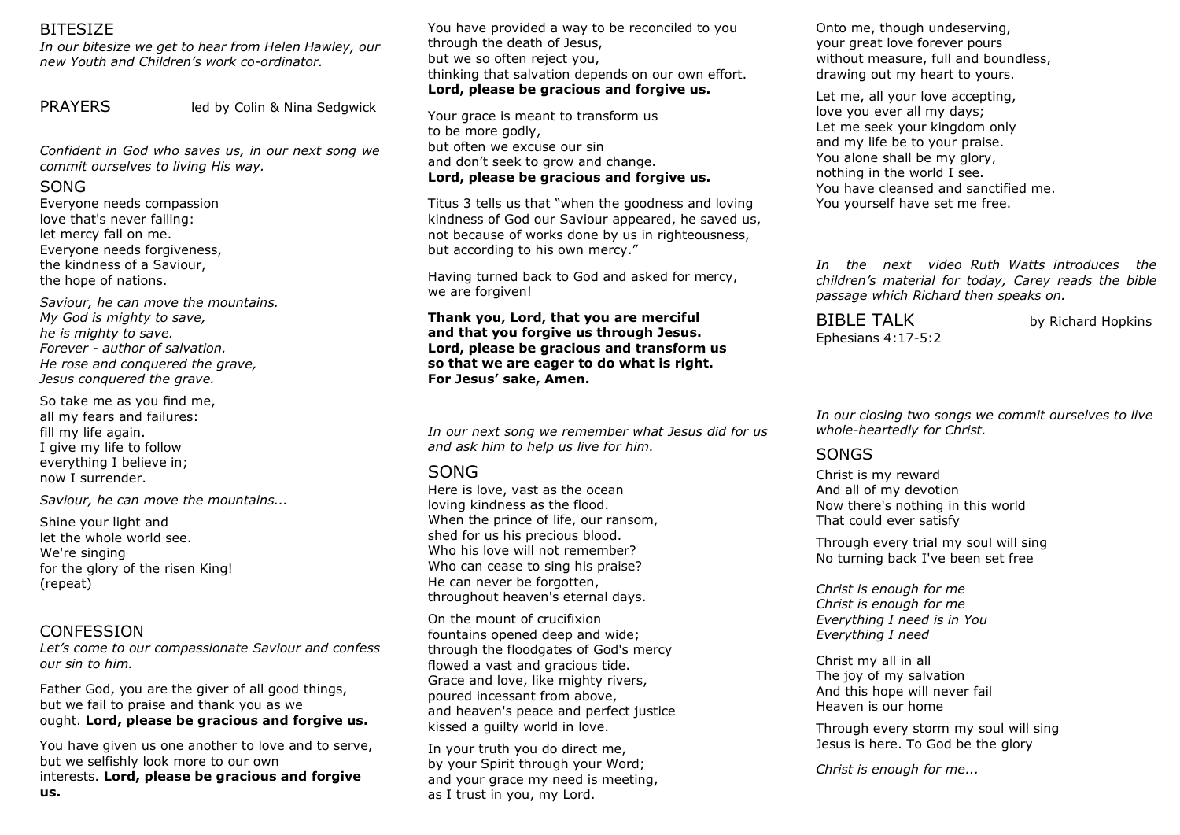## BITESIZE

*In our bitesize we get to hear from Helen Hawley, our new Youth and Children's work co-ordinator.*

## PRAYERS led by Colin & Nina Sedgwick

*Confident in God who saves us, in our next song we commit ourselves to living His way.*

## SONG

Everyone needs compassion
love that's never failing:
let mercy fall on me.
Everyone needs forgiveness,
the kindness of a Saviour,
the hope of nations.

*Saviour, he can move the mountains.*
*My God is mighty to save,*
*he is mighty to save.*
*Forever - author of salvation.*
*He rose and conquered the grave,*
*Jesus conquered the grave.*

So take me as you find me,
all my fears and failures:
fill my life again.
I give my life to follow
everything I believe in;
now I surrender.

*Saviour, he can move the mountains...*

Shine your light and
let the whole world see.
We're singing
for the glory of the risen King!
(repeat)

## CONFESSION

*Let's come to our compassionate Saviour and confess our sin to him.*

Father God, you are the giver of all good things, but we fail to praise and thank you as we ought. **Lord, please be gracious and forgive us.**

You have given us one another to love and to serve, but we selfishly look more to our own interests. **Lord, please be gracious and forgive us.**

You have provided a way to be reconciled to you through the death of Jesus,
but we so often reject you,
thinking that salvation depends on our own effort.
**Lord, please be gracious and forgive us.**

Your grace is meant to transform us
to be more godly,
but often we excuse our sin
and don't seek to grow and change.
**Lord, please be gracious and forgive us.**

Titus 3 tells us that "when the goodness and loving kindness of God our Saviour appeared, he saved us, not because of works done by us in righteousness, but according to his own mercy."

Having turned back to God and asked for mercy, we are forgiven!

**Thank you, Lord, that you are merciful and that you forgive us through Jesus. Lord, please be gracious and transform us so that we are eager to do what is right. For Jesus' sake, Amen.**

*In our next song we remember what Jesus did for us and ask him to help us live for him.*

## SONG

Here is love, vast as the ocean
loving kindness as the flood.
When the prince of life, our ransom,
shed for us his precious blood.
Who his love will not remember?
Who can cease to sing his praise?
He can never be forgotten,
throughout heaven's eternal days.

On the mount of crucifixion
fountains opened deep and wide;
through the floodgates of God's mercy
flowed a vast and gracious tide.
Grace and love, like mighty rivers,
poured incessant from above,
and heaven's peace and perfect justice
kissed a guilty world in love.

In your truth you do direct me,
by your Spirit through your Word;
and your grace my need is meeting,
as I trust in you, my Lord.

Onto me, though undeserving,
your great love forever pours
without measure, full and boundless,
drawing out my heart to yours.

Let me, all your love accepting,
love you ever all my days;
Let me seek your kingdom only
and my life be to your praise.
You alone shall be my glory,
nothing in the world I see.
You have cleansed and sanctified me.
You yourself have set me free.

*In the next video Ruth Watts introduces the children's material for today, Carey reads the bible passage which Richard then speaks on.*

## BIBLE TALK by Richard Hopkins

Ephesians 4:17-5:2

*In our closing two songs we commit ourselves to live whole-heartedly for Christ.*

## SONGS

Christ is my reward
And all of my devotion
Now there's nothing in this world
That could ever satisfy

Through every trial my soul will sing
No turning back I've been set free

*Christ is enough for me*
*Christ is enough for me*
*Everything I need is in You*
*Everything I need*

Christ my all in all
The joy of my salvation
And this hope will never fail
Heaven is our home

Through every storm my soul will sing
Jesus is here. To God be the glory

*Christ is enough for me...*